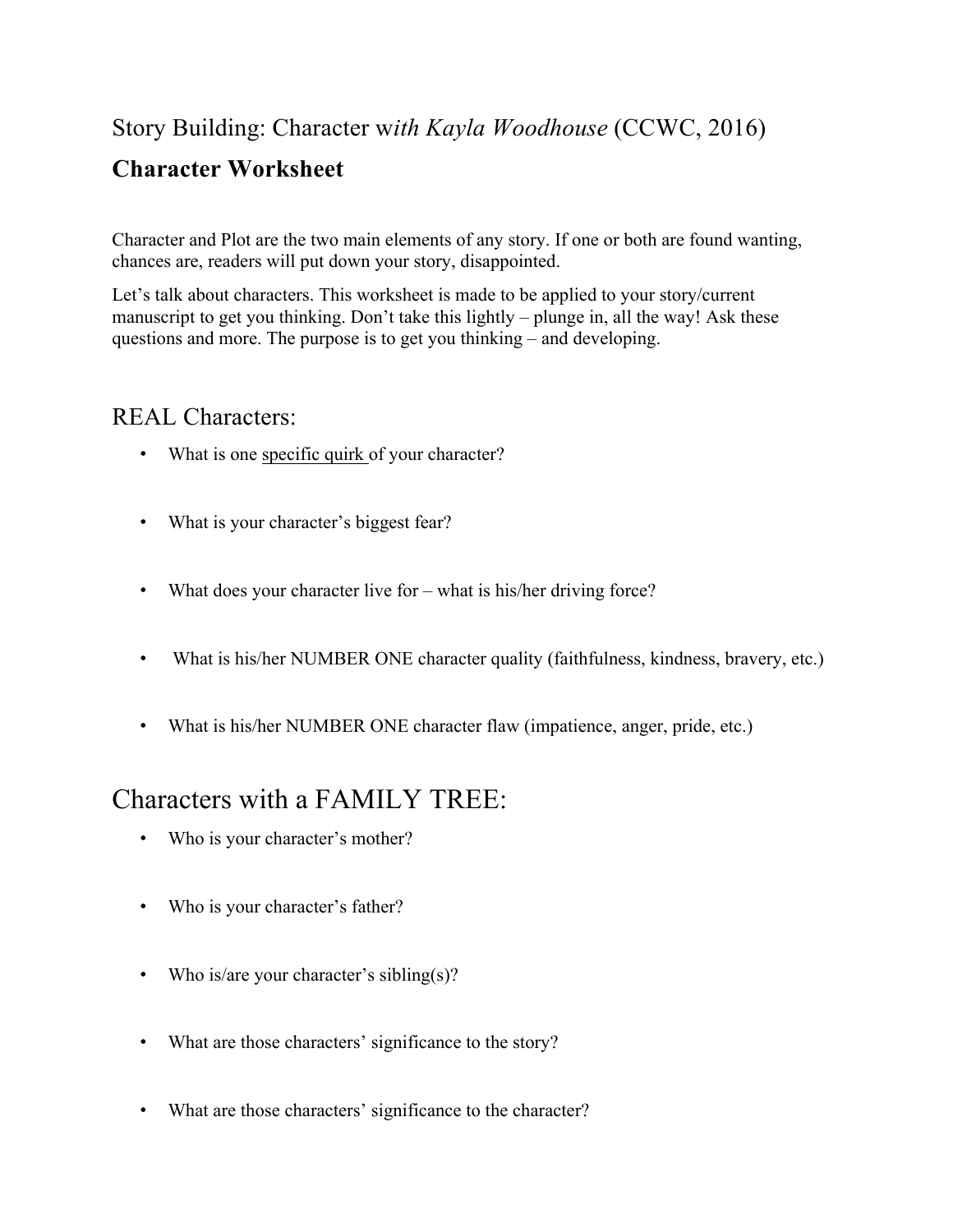# Story Building: Character w*ith Kayla Woodhouse* (CCWC, 2016)

## Character Worksheet

Character and Plot are the two main elements of any story. If one or both are found wanting, chances are, readers will put down your story, disappointed.

Let's talk about characters. This worksheet is made to be applied to your story/current manuscript to get you thinking. Don't take this lightly – plunge in, all the way! Ask these questions and more. The purpose is to get you thinking – and developing.

## REAL Characters:

- What is one <u>specific quirk</u> of your character?
- What is your character's biggest fear?
- What does your character live for – what is his/her driving force?
- What is his/her NUMBER ONE character quality (faithfulness, kindness, bravery, etc.)
- What is his/her NUMBER ONE character flaw (impatience, anger, pride, etc.)

# Characters with a FAMILY TREE:

- Who is your character's mother?
- Who is your character's father?
- Who is/are your character's sibling(s)?
- What are those characters' significance to the story?
- What are those characters' significance to the character?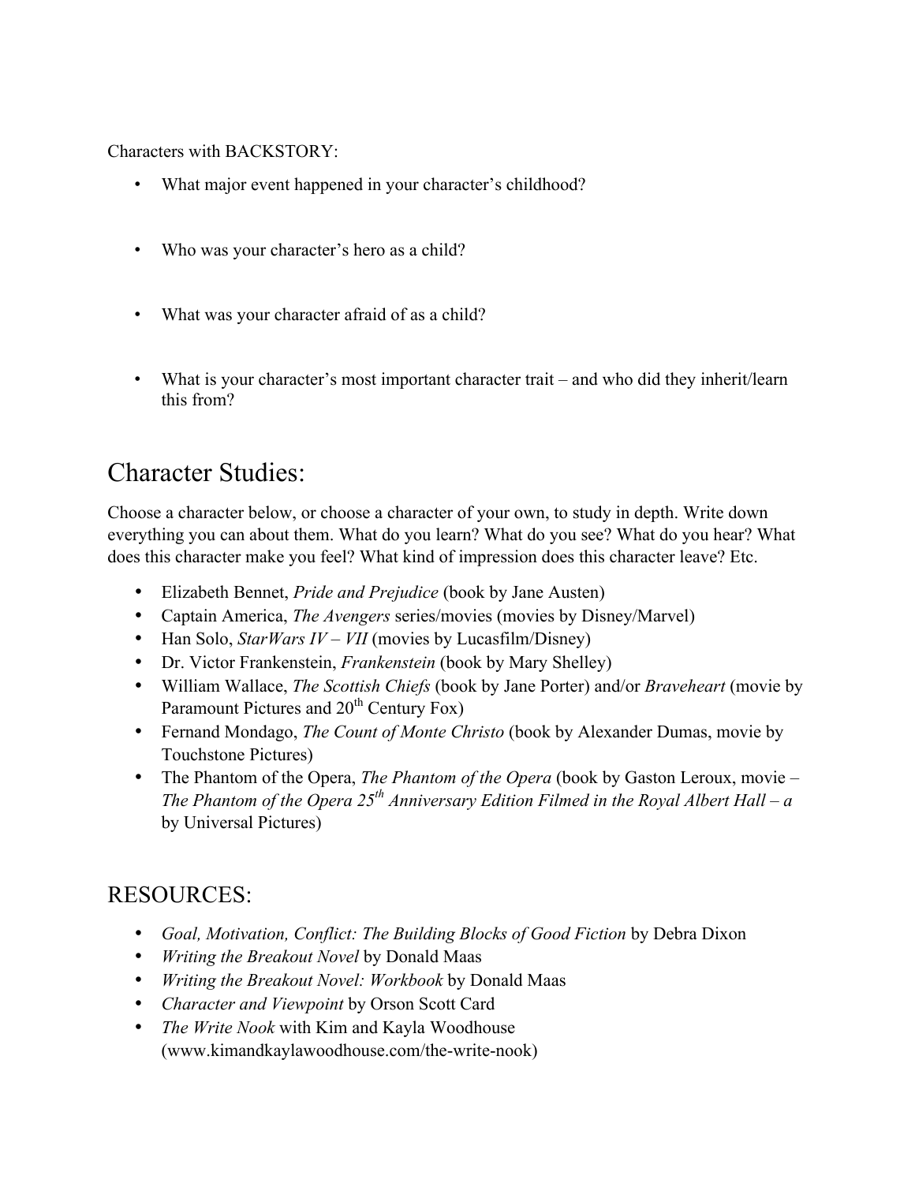Characters with BACKSTORY:

- What major event happened in your character's childhood?

- Who was your character's hero as a child?

- What was your character afraid of as a child?

- What is your character's most important character trait – and who did they inherit/learn this from?

## Character Studies:

Choose a character below, or choose a character of your own, to study in depth. Write down everything you can about them. What do you learn? What do you see? What do you hear? What does this character make you feel? What kind of impression does this character leave? Etc.

- Elizabeth Bennet, *Pride and Prejudice* (book by Jane Austen)
- Captain America, *The Avengers* series/movies (movies by Disney/Marvel)
- Han Solo, *StarWars IV – VII* (movies by Lucasfilm/Disney)
- Dr. Victor Frankenstein, *Frankenstein* (book by Mary Shelley)
- William Wallace, *The Scottish Chiefs* (book by Jane Porter) and/or *Braveheart* (movie by Paramount Pictures and 20th Century Fox)
- Fernand Mondago, *The Count of Monte Christo* (book by Alexander Dumas, movie by Touchstone Pictures)
- The Phantom of the Opera, *The Phantom of the Opera* (book by Gaston Leroux, movie – *The Phantom of the Opera 25th Anniversary Edition Filmed in the Royal Albert Hall – a* by Universal Pictures)

## RESOURCES:

- *Goal, Motivation, Conflict: The Building Blocks of Good Fiction* by Debra Dixon
- *Writing the Breakout Novel* by Donald Maas
- *Writing the Breakout Novel: Workbook* by Donald Maas
- *Character and Viewpoint* by Orson Scott Card
- *The Write Nook* with Kim and Kayla Woodhouse (www.kimandkaylawoodhouse.com/the-write-nook)